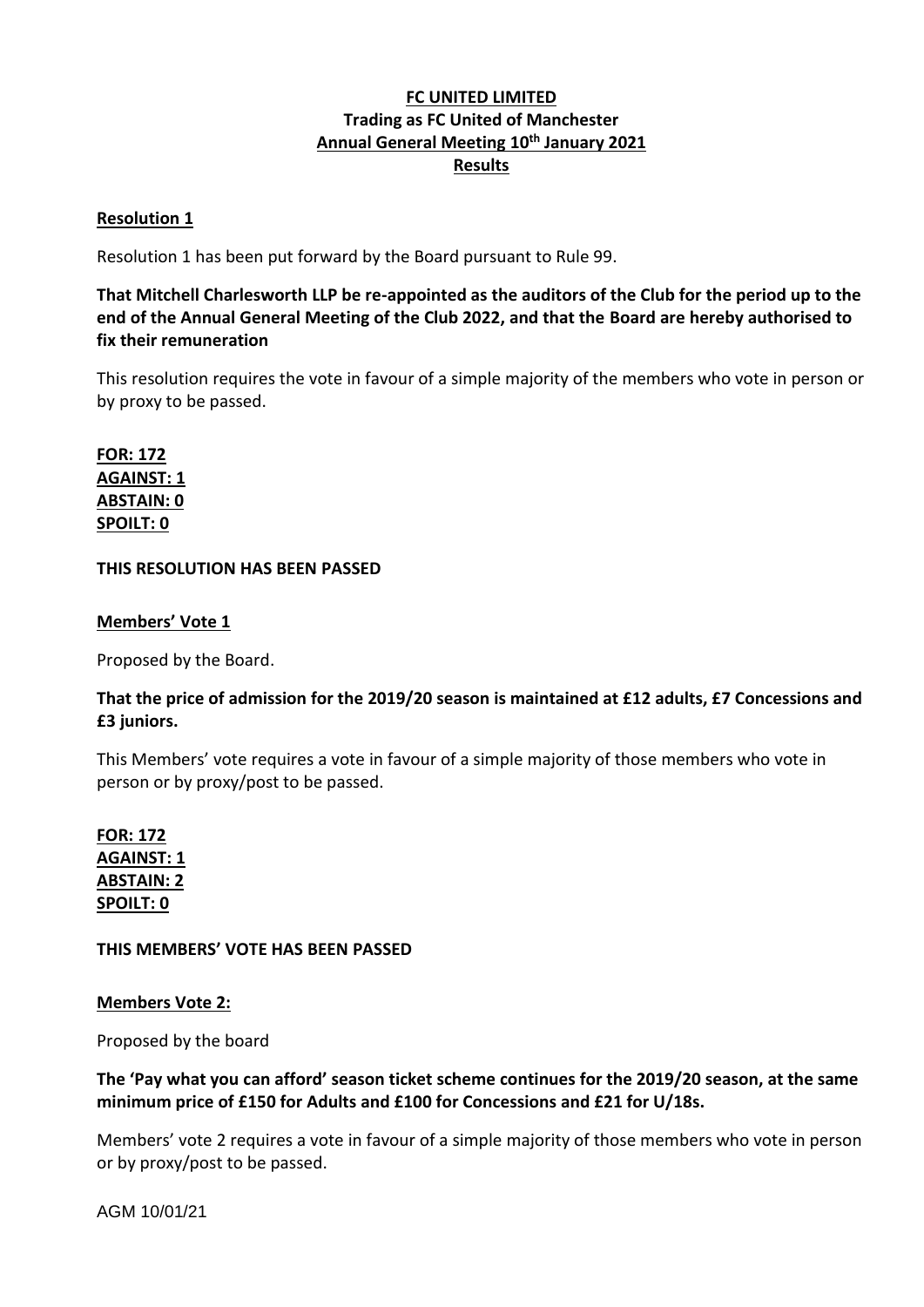# FC UNITED LIMITED
## Trading as FC United of Manchester
## Annual General Meeting 10th January 2021
## Results

### Resolution 1

Resolution 1 has been put forward by the Board pursuant to Rule 99.

**That Mitchell Charlesworth LLP be re-appointed as the auditors of the Club for the period up to the end of the Annual General Meeting of the Club 2022, and that the Board are hereby authorised to fix their remuneration**

This resolution requires the vote in favour of a simple majority of the members who vote in person or by proxy to be passed.

**FOR: 172**
**AGAINST: 1**
**ABSTAIN: 0**
**SPOILT: 0**

**THIS RESOLUTION HAS BEEN PASSED**

### Members' Vote 1

Proposed by the Board.

**That the price of admission for the 2019/20 season is maintained at £12 adults, £7 Concessions and £3 juniors.**

This Members' vote requires a vote in favour of a simple majority of those members who vote in person or by proxy/post to be passed.

**FOR: 172**
**AGAINST: 1**
**ABSTAIN: 2**
**SPOILT: 0**

**THIS MEMBERS' VOTE HAS BEEN PASSED**

### Members Vote 2:

Proposed by the board

**The 'Pay what you can afford' season ticket scheme continues for the 2019/20 season, at the same minimum price of £150 for Adults and £100 for Concessions and £21 for U/18s.**

Members' vote 2 requires a vote in favour of a simple majority of those members who vote in person or by proxy/post to be passed.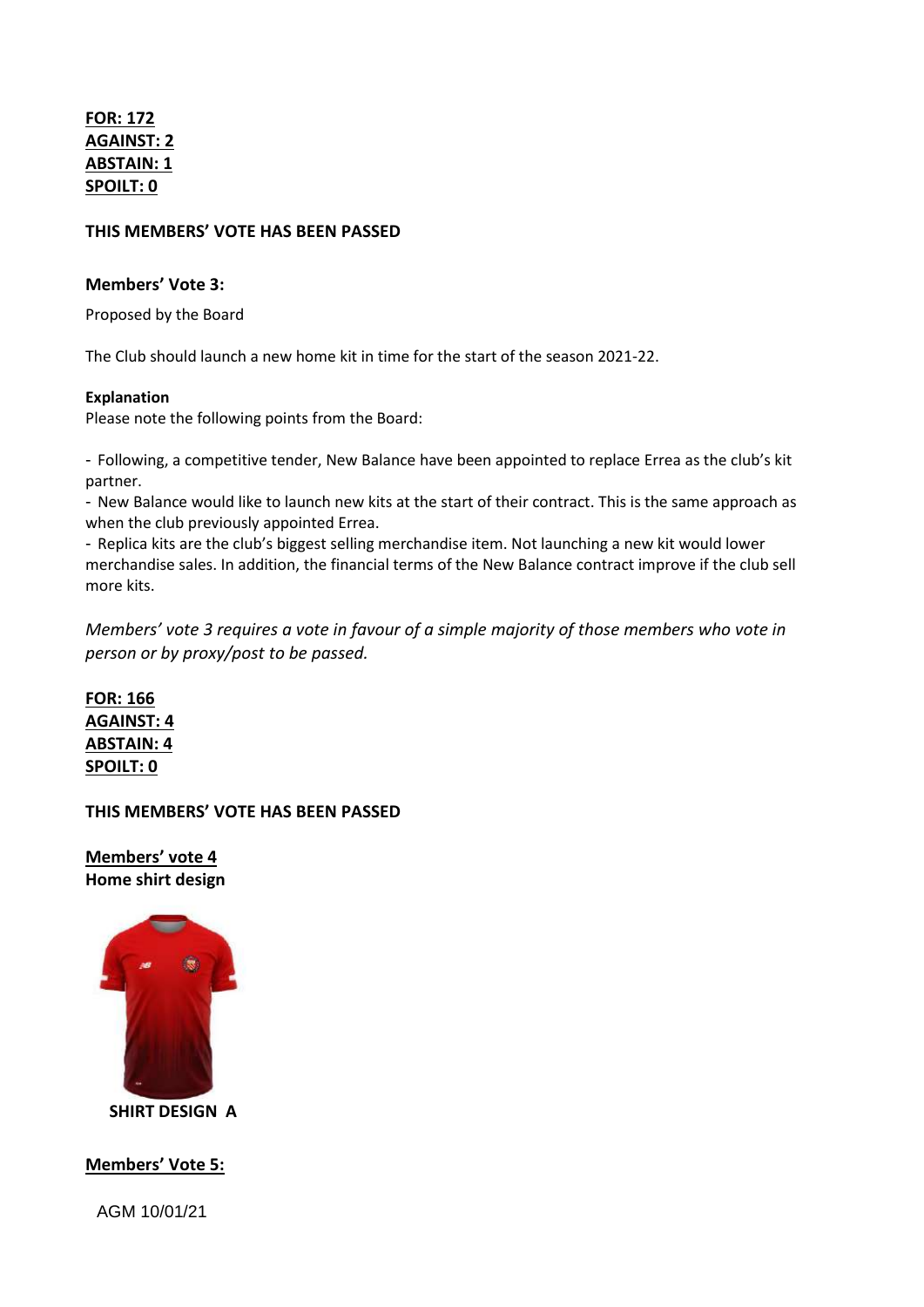<u>**FOR: 172**</u>
<u>**AGAINST: 2**</u>
<u>**ABSTAIN: 1**</u>
<u>**SPOILT: 0**</u>

**THIS MEMBERS' VOTE HAS BEEN PASSED**

**Members' Vote 3:**

Proposed by the Board

The Club should launch a new home kit in time for the start of the season 2021-22.

**Explanation**

Please note the following points from the Board:

- Following, a competitive tender, New Balance have been appointed to replace Errea as the club's kit partner.
- New Balance would like to launch new kits at the start of their contract. This is the same approach as when the club previously appointed Errea.
- Replica kits are the club's biggest selling merchandise item. Not launching a new kit would lower merchandise sales. In addition, the financial terms of the New Balance contract improve if the club sell more kits.

*Members' vote 3 requires a vote in favour of a simple majority of those members who vote in person or by proxy/post to be passed.*

<u>**FOR: 166**</u>
<u>**AGAINST: 4**</u>
<u>**ABSTAIN: 4**</u>
<u>**SPOILT: 0**</u>

**THIS MEMBERS' VOTE HAS BEEN PASSED**

<u>**Members' vote 4**</u>
**Home shirt design**

**SHIRT DESIGN A**

<u>**Members' Vote 5:**</u>

AGM 10/01/21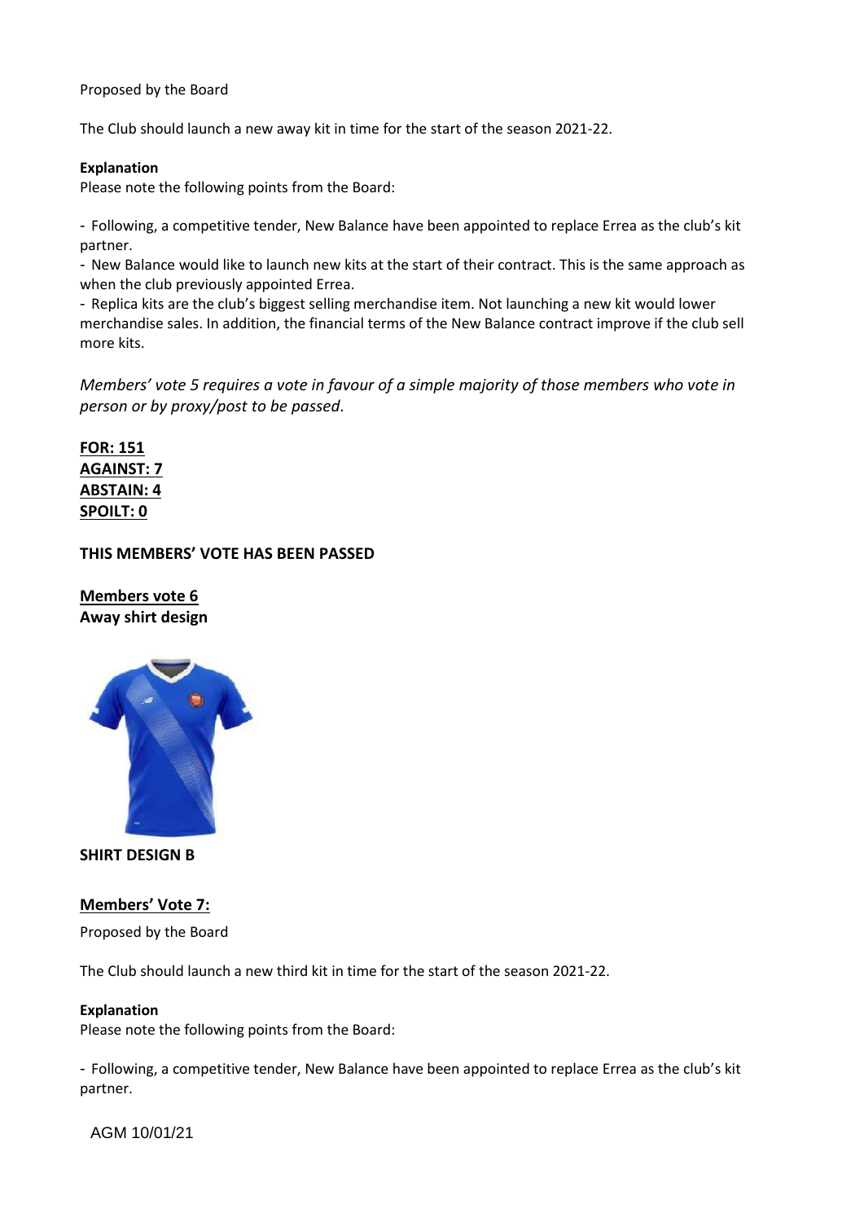Proposed by the Board

The Club should launch a new away kit in time for the start of the season 2021-22.

**Explanation**
Please note the following points from the Board:

- Following, a competitive tender, New Balance have been appointed to replace Errea as the club's kit partner.
- New Balance would like to launch new kits at the start of their contract. This is the same approach as when the club previously appointed Errea.
- Replica kits are the club's biggest selling merchandise item. Not launching a new kit would lower merchandise sales. In addition, the financial terms of the New Balance contract improve if the club sell more kits.

*Members' vote 5 requires a vote in favour of a simple majority of those members who vote in person or by proxy/post to be passed.*

**FOR: 151**
**AGAINST: 7**
**ABSTAIN: 4**
**SPOILT: 0**

**THIS MEMBERS' VOTE HAS BEEN PASSED**

**Members vote 6**
**Away shirt design**

**SHIRT DESIGN B**

**Members' Vote 7:**

Proposed by the Board

The Club should launch a new third kit in time for the start of the season 2021-22.

**Explanation**
Please note the following points from the Board:

- Following, a competitive tender, New Balance have been appointed to replace Errea as the club's kit partner.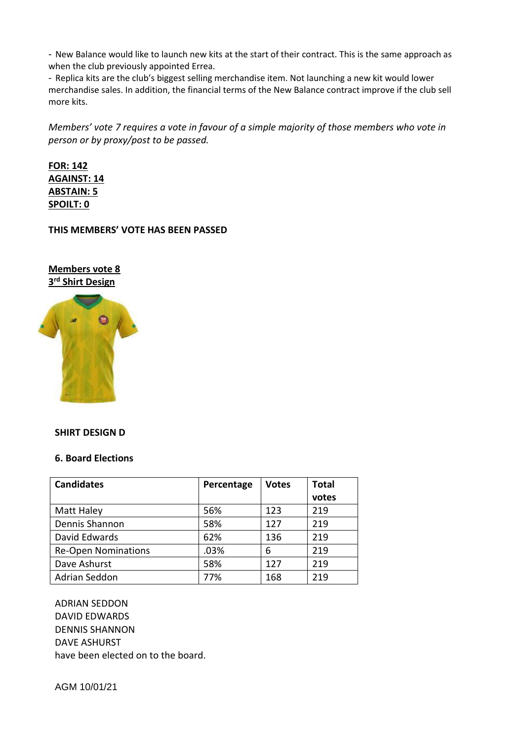- New Balance would like to launch new kits at the start of their contract. This is the same approach as when the club previously appointed Errea.
- Replica kits are the club's biggest selling merchandise item. Not launching a new kit would lower merchandise sales. In addition, the financial terms of the New Balance contract improve if the club sell more kits.

*Members' vote 7 requires a vote in favour of a simple majority of those members who vote in person or by proxy/post to be passed.*

**FOR: 142**
**AGAINST: 14**
**ABSTAIN: 5**
**SPOILT: 0**

**THIS MEMBERS' VOTE HAS BEEN PASSED**

**Members vote 8**
**3rd Shirt Design**

**SHIRT DESIGN D**

**6. Board Elections**

| Candidates | Percentage | Votes | Total votes |
|---|---|---|---|
| Matt Haley | 56% | 123 | 219 |
| Dennis Shannon | 58% | 127 | 219 |
| David Edwards | 62% | 136 | 219 |
| Re-Open Nominations | .03% | 6 | 219 |
| Dave Ashurst | 58% | 127 | 219 |
| Adrian Seddon | 77% | 168 | 219 |

ADRIAN SEDDON
DAVID EDWARDS
DENNIS SHANNON
DAVE ASHURST
have been elected on to the board.

AGM 10/01/21